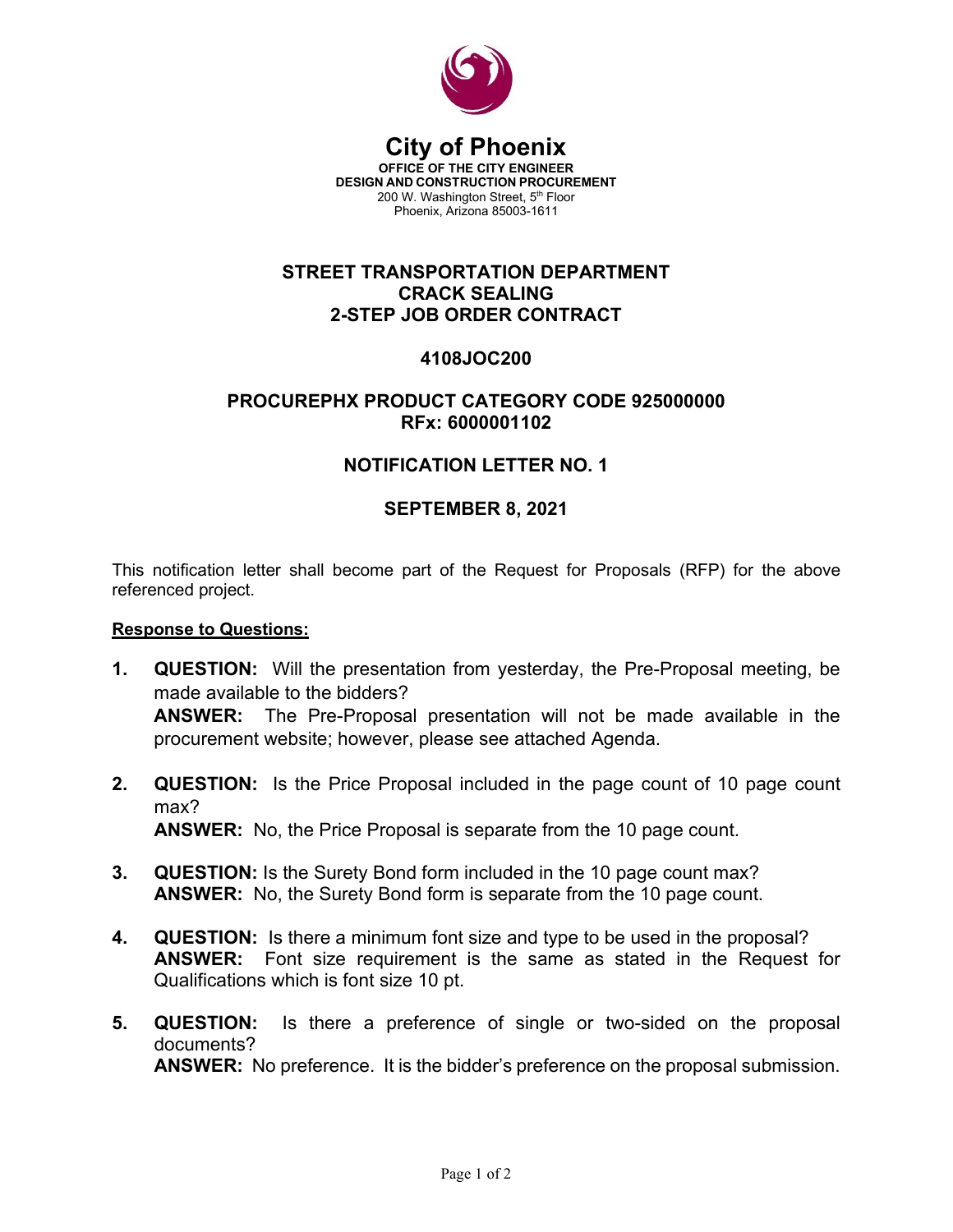# City of Phoenix

**OFFICE OF THE CITY ENGINEER**
**DESIGN AND CONSTRUCTION PROCUREMENT**
200 W. Washington Street, 5th Floor
Phoenix, Arizona 85003-1611

## STREET TRANSPORTATION DEPARTMENT
## CRACK SEALING
## 2-STEP JOB ORDER CONTRACT

## 4108JOC200

## PROCUREPHX PRODUCT CATEGORY CODE 925000000
## RFx: 6000001102

## NOTIFICATION LETTER NO. 1

## SEPTEMBER 8, 2021

This notification letter shall become part of the Request for Proposals (RFP) for the above referenced project.

**Response to Questions:**

1. **QUESTION:** Will the presentation from yesterday, the Pre-Proposal meeting, be made available to the bidders?
   **ANSWER:** The Pre-Proposal presentation will not be made available in the procurement website; however, please see attached Agenda.

2. **QUESTION:** Is the Price Proposal included in the page count of 10 page count max?
   **ANSWER:** No, the Price Proposal is separate from the 10 page count.

3. **QUESTION:** Is the Surety Bond form included in the 10 page count max?
   **ANSWER:** No, the Surety Bond form is separate from the 10 page count.

4. **QUESTION:** Is there a minimum font size and type to be used in the proposal?
   **ANSWER:** Font size requirement is the same as stated in the Request for Qualifications which is font size 10 pt.

5. **QUESTION:** Is there a preference of single or two-sided on the proposal documents?
   **ANSWER:** No preference. It is the bidder's preference on the proposal submission.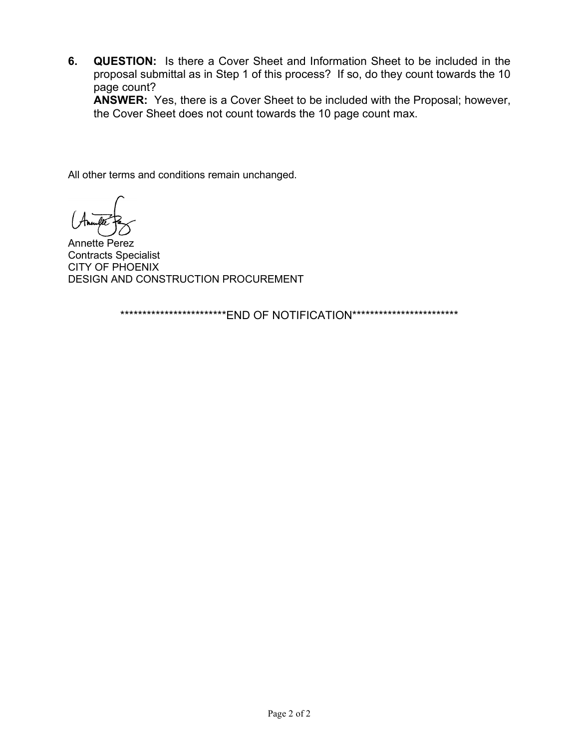6. **QUESTION:** Is there a Cover Sheet and Information Sheet to be included in the proposal submittal as in Step 1 of this process? If so, do they count towards the 10 page count?
   **ANSWER:** Yes, there is a Cover Sheet to be included with the Proposal; however, the Cover Sheet does not count towards the 10 page count max.

All other terms and conditions remain unchanged.

Annette Perez
Contracts Specialist
CITY OF PHOENIX
DESIGN AND CONSTRUCTION PROCUREMENT

************************END OF NOTIFICATION************************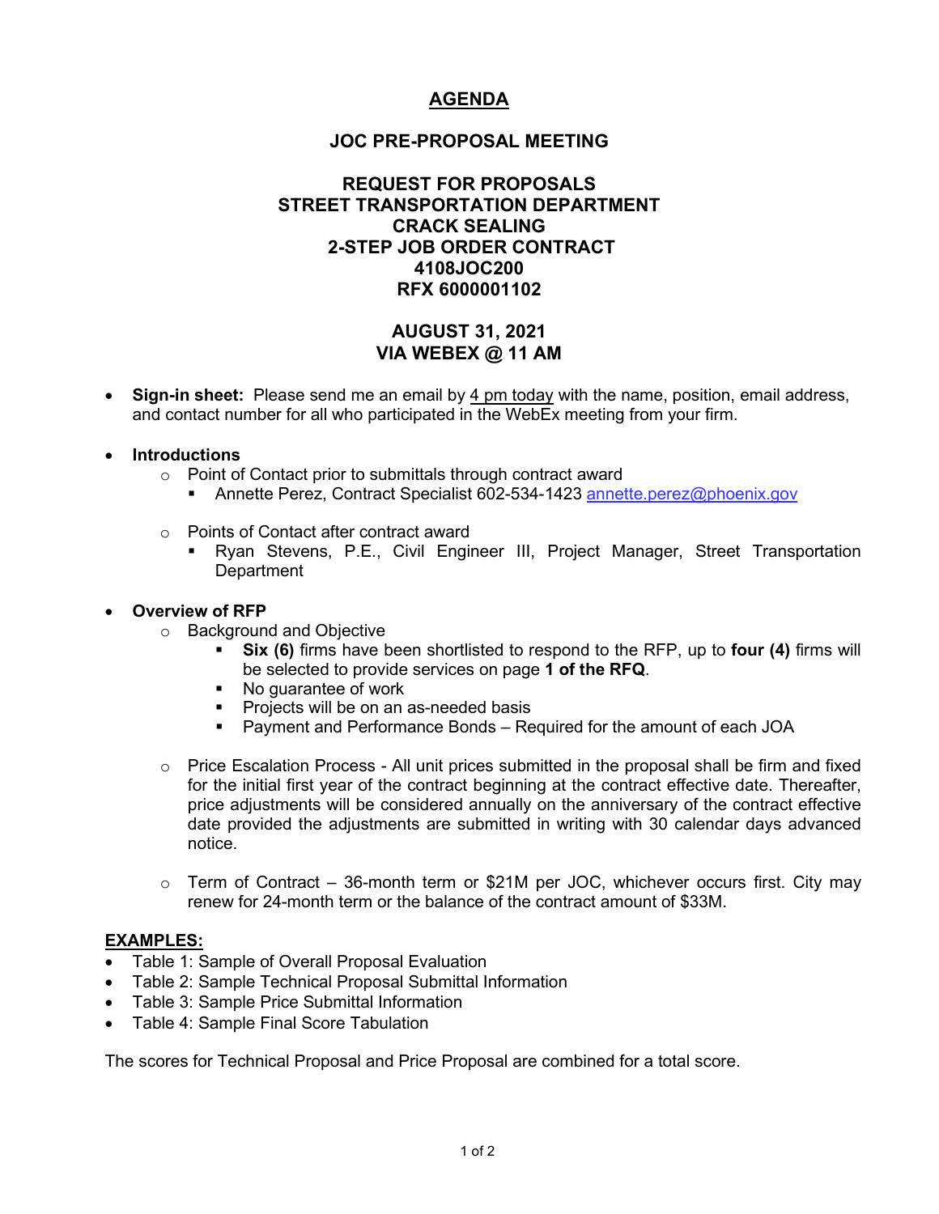# AGENDA

## JOC PRE-PROPOSAL MEETING

## REQUEST FOR PROPOSALS
## STREET TRANSPORTATION DEPARTMENT
## CRACK SEALING
## 2-STEP JOB ORDER CONTRACT
## 4108JOC200
## RFX 6000001102

## AUGUST 31, 2021
## VIA WEBEX @ 11 AM

- **Sign-in sheet:** Please send me an email by 4 pm today with the name, position, email address, and contact number for all who participated in the WebEx meeting from your firm.

- **Introductions**
  - Point of Contact prior to submittals through contract award
    - Annette Perez, Contract Specialist 602-534-1423 annette.perez@phoenix.gov
  - Points of Contact after contract award
    - Ryan Stevens, P.E., Civil Engineer III, Project Manager, Street Transportation Department

- **Overview of RFP**
  - Background and Objective
    - **Six (6)** firms have been shortlisted to respond to the RFP, up to **four (4)** firms will be selected to provide services on page **1 of the RFQ**.
    - No guarantee of work
    - Projects will be on an as-needed basis
    - Payment and Performance Bonds – Required for the amount of each JOA
  - Price Escalation Process - All unit prices submitted in the proposal shall be firm and fixed for the initial first year of the contract beginning at the contract effective date. Thereafter, price adjustments will be considered annually on the anniversary of the contract effective date provided the adjustments are submitted in writing with 30 calendar days advanced notice.
  - Term of Contract – 36-month term or $21M per JOC, whichever occurs first. City may renew for 24-month term or the balance of the contract amount of $33M.

**EXAMPLES:**

- Table 1: Sample of Overall Proposal Evaluation
- Table 2: Sample Technical Proposal Submittal Information
- Table 3: Sample Price Submittal Information
- Table 4: Sample Final Score Tabulation

The scores for Technical Proposal and Price Proposal are combined for a total score.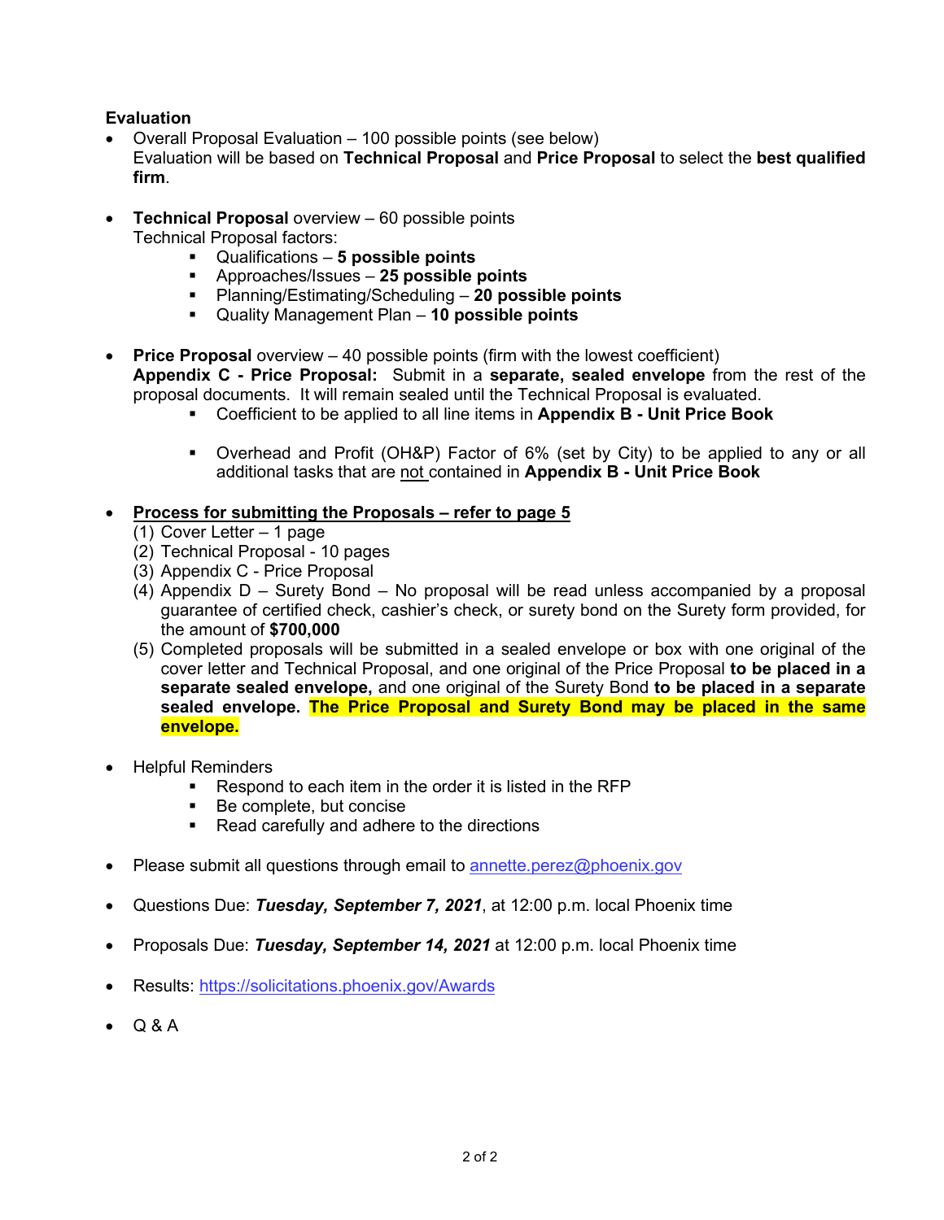**Evaluation**

- Overall Proposal Evaluation – 100 possible points (see below)
  Evaluation will be based on **Technical Proposal** and **Price Proposal** to select the **best qualified firm**.

- **Technical Proposal** overview – 60 possible points
  Technical Proposal factors:
  - Qualifications – **5 possible points**
  - Approaches/Issues – **25 possible points**
  - Planning/Estimating/Scheduling – **20 possible points**
  - Quality Management Plan – **10 possible points**

- **Price Proposal** overview – 40 possible points (firm with the lowest coefficient)
  **Appendix C - Price Proposal:** Submit in a **separate, sealed envelope** from the rest of the proposal documents. It will remain sealed until the Technical Proposal is evaluated.
  - Coefficient to be applied to all line items in **Appendix B - Unit Price Book**
  - Overhead and Profit (OH&P) Factor of 6% (set by City) to be applied to any or all additional tasks that are <u>not</u> contained in **Appendix B - Unit Price Book**

- <u>**Process for submitting the Proposals – refer to page 5**</u>
  (1) Cover Letter – 1 page
  (2) Technical Proposal - 10 pages
  (3) Appendix C - Price Proposal
  (4) Appendix D – Surety Bond – No proposal will be read unless accompanied by a proposal guarantee of certified check, cashier's check, or surety bond on the Surety form provided, for the amount of **$700,000**
  (5) Completed proposals will be submitted in a sealed envelope or box with one original of the cover letter and Technical Proposal, and one original of the Price Proposal **to be placed in a separate sealed envelope,** and one original of the Surety Bond **to be placed in a separate sealed envelope. The Price Proposal and Surety Bond may be placed in the same envelope.**

- Helpful Reminders
  - Respond to each item in the order it is listed in the RFP
  - Be complete, but concise
  - Read carefully and adhere to the directions

- Please submit all questions through email to annette.perez@phoenix.gov

- Questions Due: ***Tuesday, September 7, 2021***, at 12:00 p.m. local Phoenix time

- Proposals Due: ***Tuesday, September 14, 2021*** at 12:00 p.m. local Phoenix time

- Results: https://solicitations.phoenix.gov/Awards

- Q & A